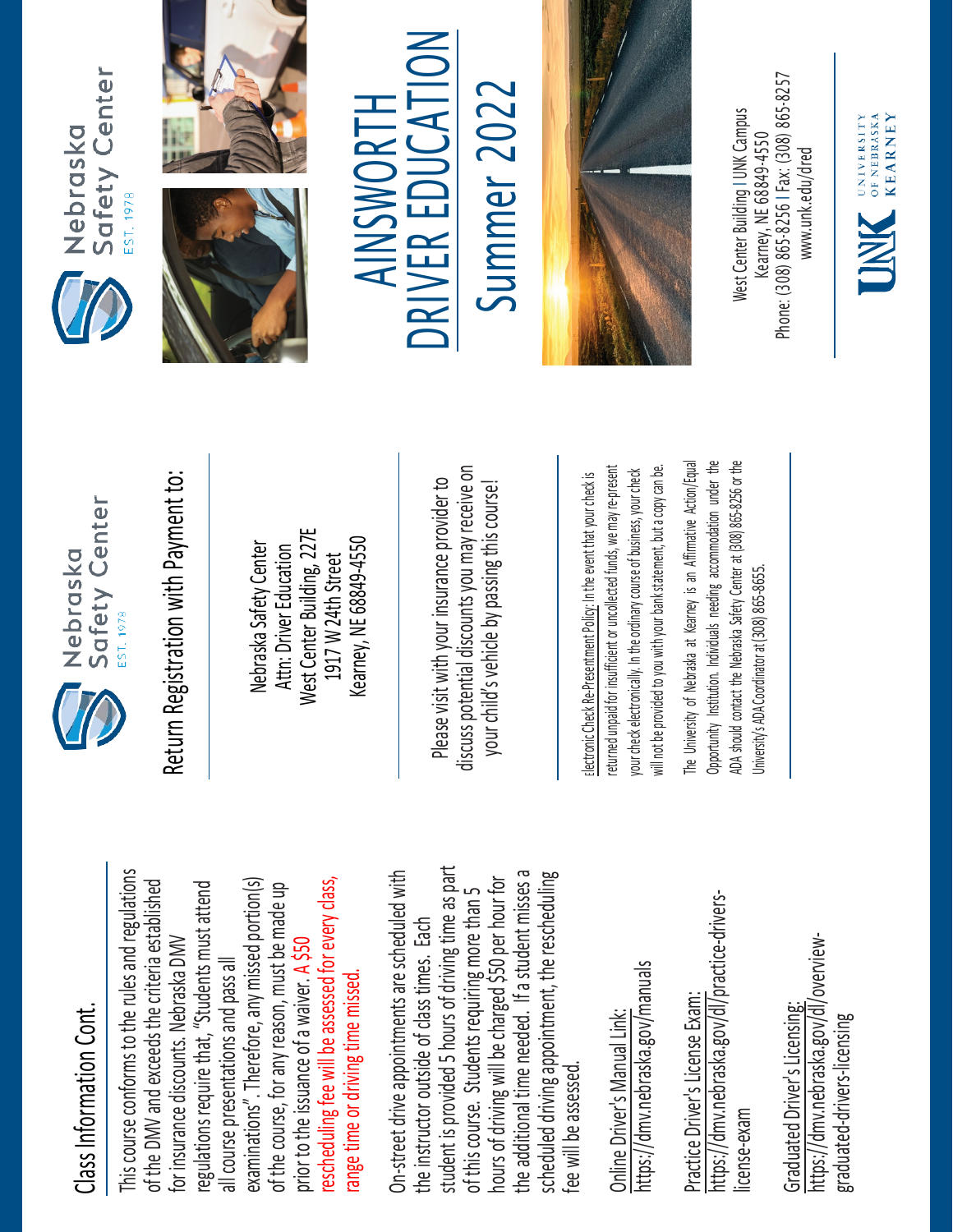## Class Information Cont.

This course conforms to the rules and regulations of the DMV and exceeds the criteria established for insurance discounts. Nebraska DMV regulations require that, "Students must attend all course presentations and pass all examinations". Therefore, any missed portion(s) of the course, for any reason, must be made up prior to the issuance of a waiver. A $50 rescheduling fee will be assessed for every class, range time or driving time missed.

On-street drive appointments are scheduled with the instructor outside of class times. Each student is provided 5 hours of driving time as part of this course. Students requiring more than 5 hours of driving will be charged $50 per hour for the additional time needed. If a student misses a scheduled driving appointment, the rescheduling fee will be assessed.

Online Driver's Manual Link:
https://dmv.nebraska.gov/manuals

Practice Driver's License Exam:
https://dmv.nebraska.gov/dl/practice-drivers-license-exam

Graduated Driver's Licensing:
https://dmv.nebraska.gov/dl/overview-graduated-drivers-licensing

Nebraska Safety Center
EST. 1978

## Return Registration with Payment to:

Nebraska Safety Center
Attn: Driver Education
West Center Building, 227E
1917 W 24th Street
Kearney, NE 68849-4550

Please visit with your insurance provider to discuss potential discounts you may receive on your child's vehicle by passing this course!

Electronic Check Re-Presentment Policy: In the event that your check is returned unpaid for insufficient or uncollected funds, we may re-present your check electronically. In the ordinary course of business, your check will not be provided to you with your bank statement, but a copy can be.

The University of Nebraska at Kearney is an Affirmative Action/Equal Opportunity Institution. Individuals needing accommodation under the ADA should contact the Nebraska Safety Center at (308) 865-8256 or the University's ADA Coordinator at (308) 865-8655.

Nebraska Safety Center
EST. 1978

# AINSWORTH DRIVER EDUCATION

# Summer 2022

West Center Building | UNK Campus
Kearney, NE 68849-4550
Phone: (308) 865-8256 | Fax: (308) 865-8257
www.unk.edu/dred

UNK University of Nebraska Kearney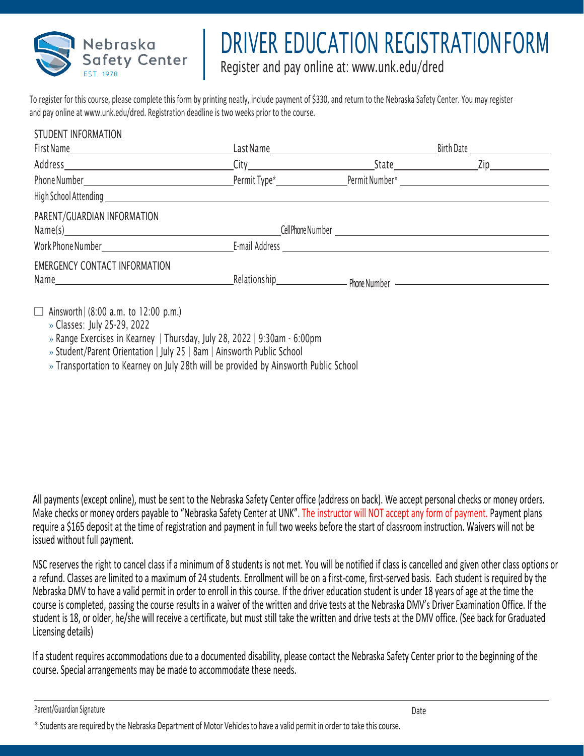Nebraska Safety Center
EST. 1978

# DRIVER EDUCATION REGISTRATION FORM

Register and pay online at: www.unk.edu/dred

To register for this course, please complete this form by printing neatly, include payment of $330, and return to the Nebraska Safety Center. You may register and pay online at www.unk.edu/dred. Registration deadline is two weeks prior to the course.

## STUDENT INFORMATION

First Name\_\_\_\_\_\_\_\_\_\_\_\_\_\_\_\_ Last Name\_\_\_\_\_\_\_\_\_\_\_\_\_\_\_\_ Birth Date\_\_\_\_\_\_\_\_

Address\_\_\_\_\_\_\_\_\_\_\_\_\_\_\_\_ City\_\_\_\_\_\_\_\_\_\_\_\_ State\_\_\_\_\_\_\_\_ Zip\_\_\_\_\_\_

Phone Number\_\_\_\_\_\_\_\_\_\_\_\_\_\_\_\_ Permit Type*\_\_\_\_\_\_\_\_ Permit Number*\_\_\_\_\_\_\_\_\_\_\_\_

High School Attending\_\_\_\_\_\_\_\_\_\_\_\_\_\_\_\_\_\_\_\_\_\_\_\_\_\_\_\_\_\_\_\_

## PARENT/GUARDIAN INFORMATION

Name(s)\_\_\_\_\_\_\_\_\_\_\_\_\_\_\_\_ Cell Phone Number\_\_\_\_\_\_\_\_\_\_\_\_\_\_\_\_

Work Phone Number\_\_\_\_\_\_\_\_\_\_\_\_\_\_\_\_ E-mail Address\_\_\_\_\_\_\_\_\_\_\_\_\_\_\_\_

## EMERGENCY CONTACT INFORMATION

Name\_\_\_\_\_\_\_\_\_\_\_\_\_\_\_\_ Relationship\_\_\_\_\_\_\_\_ Phone Number\_\_\_\_\_\_\_\_\_\_\_\_\_\_\_\_

☐ Ainsworth | (8:00 a.m. to 12:00 p.m.)

- Classes: July 25-29, 2022
- Range Exercises in Kearney | Thursday, July 28, 2022 | 9:30am - 6:00pm
- Student/Parent Orientation | July 25 | 8am | Ainsworth Public School
- Transportation to Kearney on July 28th will be provided by Ainsworth Public School

All payments (except online), must be sent to the Nebraska Safety Center office (address on back). We accept personal checks or money orders. Make checks or money orders payable to "Nebraska Safety Center at UNK". The instructor will NOT accept any form of payment. Payment plans require a $165 deposit at the time of registration and payment in full two weeks before the start of classroom instruction. Waivers will not be issued without full payment.

NSC reserves the right to cancel class if a minimum of 8 students is not met. You will be notified if class is cancelled and given other class options or a refund. Classes are limited to a maximum of 24 students. Enrollment will be on a first-come, first-served basis. Each student is required by the Nebraska DMV to have a valid permit in order to enroll in this course. If the driver education student is under 18 years of age at the time the course is completed, passing the course results in a waiver of the written and drive tests at the Nebraska DMV's Driver Examination Office. If the student is 18, or older, he/she will receive a certificate, but must still take the written and drive tests at the DMV office. (See back for Graduated Licensing details)

If a student requires accommodations due to a documented disability, please contact the Nebraska Safety Center prior to the beginning of the course. Special arrangements may be made to accommodate these needs.

\_\_\_\_\_\_\_\_\_\_\_\_\_\_\_\_\_\_\_\_\_\_\_\_\_\_\_\_\_\_\_\_\_\_\_\_\_\_\_\_\_\_\_\_

Parent/Guardian Signature Date

* Students are required by the Nebraska Department of Motor Vehicles to have a valid permit in order to take this course.